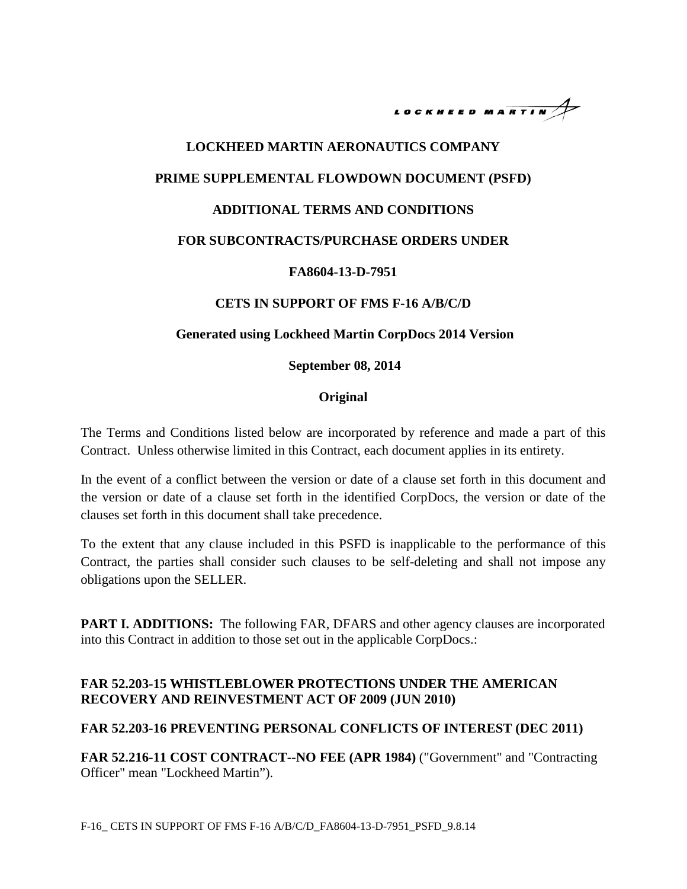# LOCKHEED MARTIN AERONAUTICS COMPANY

## PRIME SUPPLEMENTAL FLOWDOWN DOCUMENT (PSFD)

## ADDITIONAL TERMS AND CONDITIONS

## FOR SUBCONTRACTS/PURCHASE ORDERS UNDER

## FA8604-13-D-7951

## CETS IN SUPPORT OF FMS F-16 A/B/C/D

**Generated using Lockheed Martin CorpDocs 2014 Version**

**September 08, 2014**

**Original**

The Terms and Conditions listed below are incorporated by reference and made a part of this Contract. Unless otherwise limited in this Contract, each document applies in its entirety.

In the event of a conflict between the version or date of a clause set forth in this document and the version or date of a clause set forth in the identified CorpDocs, the version or date of the clauses set forth in this document shall take precedence.

To the extent that any clause included in this PSFD is inapplicable to the performance of this Contract, the parties shall consider such clauses to be self-deleting and shall not impose any obligations upon the SELLER.

**PART I. ADDITIONS:** The following FAR, DFARS and other agency clauses are incorporated into this Contract in addition to those set out in the applicable CorpDocs.:

**FAR 52.203-15 WHISTLEBLOWER PROTECTIONS UNDER THE AMERICAN RECOVERY AND REINVESTMENT ACT OF 2009 (JUN 2010)**

**FAR 52.203-16 PREVENTING PERSONAL CONFLICTS OF INTEREST (DEC 2011)**

**FAR 52.216-11 COST CONTRACT--NO FEE (APR 1984)** ("Government" and "Contracting Officer" mean "Lockheed Martin").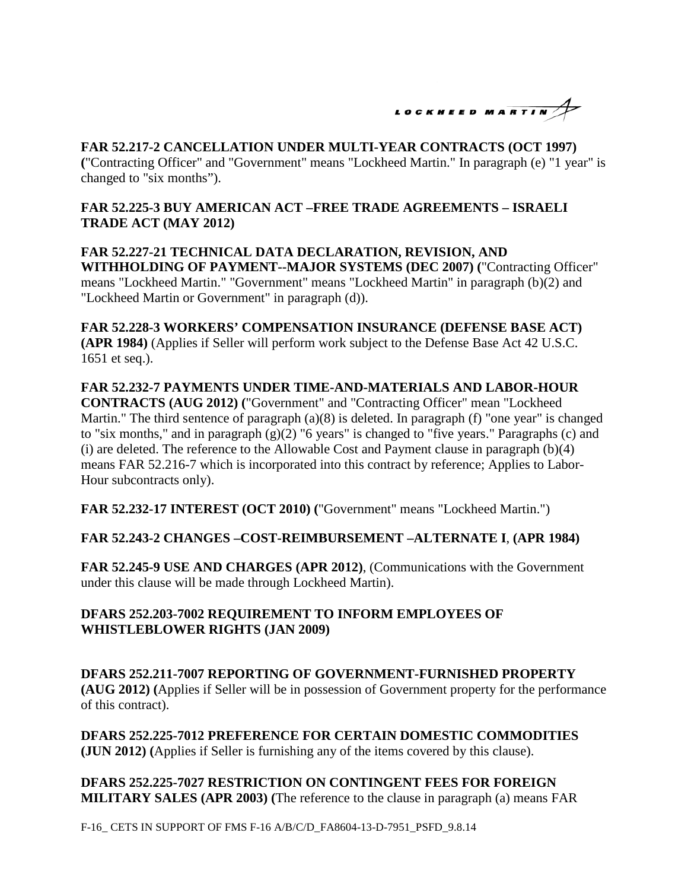**FAR 52.217-2 CANCELLATION UNDER MULTI-YEAR CONTRACTS (OCT 1997) (**"Contracting Officer" and "Government" means "Lockheed Martin." In paragraph (e) "1 year" is changed to "six months").

**FAR 52.225-3 BUY AMERICAN ACT –FREE TRADE AGREEMENTS – ISRAELI TRADE ACT (MAY 2012)**

**FAR 52.227-21 TECHNICAL DATA DECLARATION, REVISION, AND WITHHOLDING OF PAYMENT--MAJOR SYSTEMS (DEC 2007) (**"Contracting Officer" means "Lockheed Martin." "Government" means "Lockheed Martin" in paragraph (b)(2) and "Lockheed Martin or Government" in paragraph (d)).

**FAR 52.228-3 WORKERS' COMPENSATION INSURANCE (DEFENSE BASE ACT) (APR 1984)** (Applies if Seller will perform work subject to the Defense Base Act 42 U.S.C. 1651 et seq.).

**FAR 52.232-7 PAYMENTS UNDER TIME-AND-MATERIALS AND LABOR-HOUR CONTRACTS (AUG 2012) (**"Government" and "Contracting Officer" mean "Lockheed Martin." The third sentence of paragraph (a)(8) is deleted. In paragraph (f) "one year" is changed to "six months," and in paragraph (g)(2) "6 years" is changed to "five years." Paragraphs (c) and (i) are deleted. The reference to the Allowable Cost and Payment clause in paragraph (b)(4) means FAR 52.216-7 which is incorporated into this contract by reference; Applies to Labor-Hour subcontracts only).

**FAR 52.232-17 INTEREST (OCT 2010) (**"Government" means "Lockheed Martin.")

**FAR 52.243-2 CHANGES –COST-REIMBURSEMENT –ALTERNATE I**, **(APR 1984)**

**FAR 52.245-9 USE AND CHARGES (APR 2012)**, (Communications with the Government under this clause will be made through Lockheed Martin).

**DFARS 252.203-7002 REQUIREMENT TO INFORM EMPLOYEES OF WHISTLEBLOWER RIGHTS (JAN 2009)**

**DFARS 252.211-7007 REPORTING OF GOVERNMENT-FURNISHED PROPERTY (AUG 2012) (**Applies if Seller will be in possession of Government property for the performance of this contract).

**DFARS 252.225-7012 PREFERENCE FOR CERTAIN DOMESTIC COMMODITIES (JUN 2012) (**Applies if Seller is furnishing any of the items covered by this clause).

**DFARS 252.225-7027 RESTRICTION ON CONTINGENT FEES FOR FOREIGN MILITARY SALES (APR 2003) (**The reference to the clause in paragraph (a) means FAR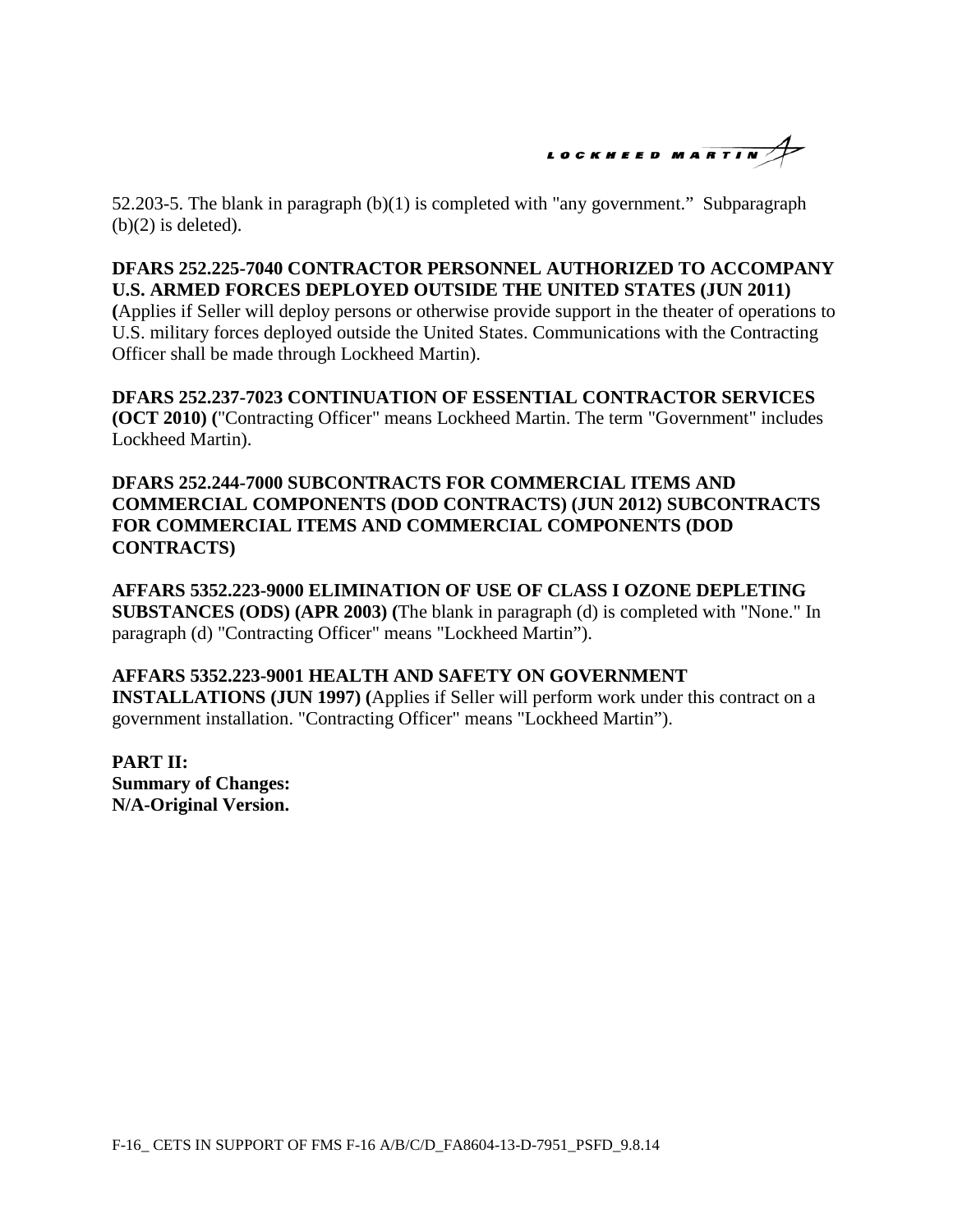52.203-5. The blank in paragraph (b)(1) is completed with "any government." Subparagraph (b)(2) is deleted).

**DFARS 252.225-7040 CONTRACTOR PERSONNEL AUTHORIZED TO ACCOMPANY U.S. ARMED FORCES DEPLOYED OUTSIDE THE UNITED STATES (JUN 2011) (**Applies if Seller will deploy persons or otherwise provide support in the theater of operations to U.S. military forces deployed outside the United States. Communications with the Contracting Officer shall be made through Lockheed Martin).

**DFARS 252.237-7023 CONTINUATION OF ESSENTIAL CONTRACTOR SERVICES (OCT 2010) (**"Contracting Officer" means Lockheed Martin. The term "Government" includes Lockheed Martin).

**DFARS 252.244-7000 SUBCONTRACTS FOR COMMERCIAL ITEMS AND COMMERCIAL COMPONENTS (DOD CONTRACTS) (JUN 2012) SUBCONTRACTS FOR COMMERCIAL ITEMS AND COMMERCIAL COMPONENTS (DOD CONTRACTS)**

**AFFARS 5352.223-9000 ELIMINATION OF USE OF CLASS I OZONE DEPLETING SUBSTANCES (ODS) (APR 2003) (**The blank in paragraph (d) is completed with "None." In paragraph (d) "Contracting Officer" means "Lockheed Martin").

**AFFARS 5352.223-9001 HEALTH AND SAFETY ON GOVERNMENT INSTALLATIONS (JUN 1997) (**Applies if Seller will perform work under this contract on a government installation. "Contracting Officer" means "Lockheed Martin").

**PART II:**
**Summary of Changes:**
**N/A-Original Version.**